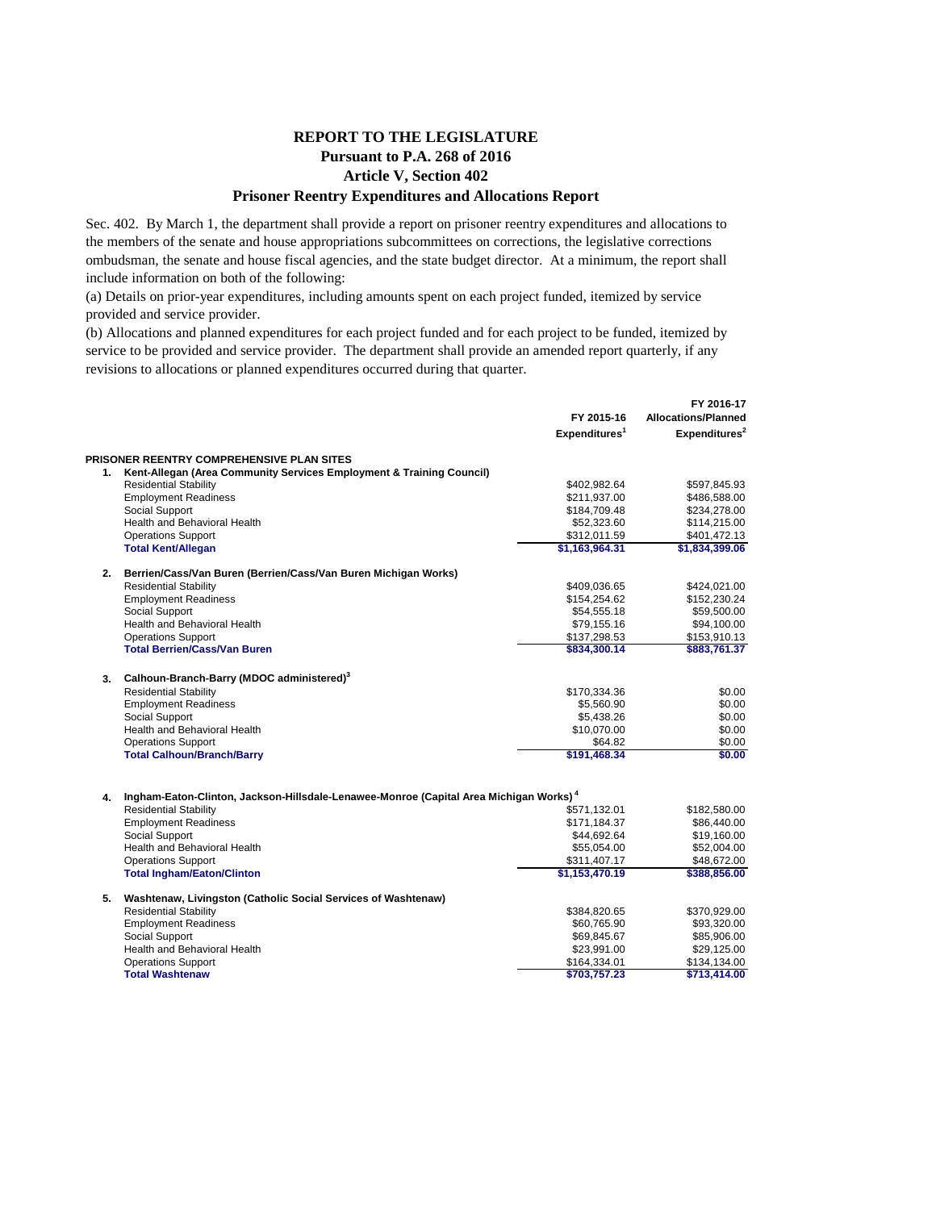# REPORT TO THE LEGISLATURE
## Pursuant to P.A. 268 of 2016
## Article V, Section 402
## Prisoner Reentry Expenditures and Allocations Report

Sec. 402. By March 1, the department shall provide a report on prisoner reentry expenditures and allocations to the members of the senate and house appropriations subcommittees on corrections, the legislative corrections ombudsman, the senate and house fiscal agencies, and the state budget director. At a minimum, the report shall include information on both of the following:

(a) Details on prior-year expenditures, including amounts spent on each project funded, itemized by service provided and service provider.

(b) Allocations and planned expenditures for each project funded and for each project to be funded, itemized by service to be provided and service provider. The department shall provide an amended report quarterly, if any revisions to allocations or planned expenditures occurred during that quarter.

| | | FY 2015-16 Expenditures[1] | FY 2016-17 Allocations/Planned Expenditures[2] |
|---|---|---|---|
| **PRISONER REENTRY COMPREHENSIVE PLAN SITES** | | | |
| **1.** | **Kent-Allegan (Area Community Services Employment & Training Council)** | | |
| | Residential Stability | $402,982.64 | $597,845.93 |
| | Employment Readiness | $211,937.00 | $486,588.00 |
| | Social Support | $184,709.48 | $234,278.00 |
| | Health and Behavioral Health | $52,323.60 | $114,215.00 |
| | Operations Support | $312,011.59 | $401,472.13 |
| | **Total Kent/Allegan** | **$1,163,964.31** | **$1,834,399.06** |
| **2.** | **Berrien/Cass/Van Buren (Berrien/Cass/Van Buren Michigan Works)** | | |
| | Residential Stability | $409,036.65 | $424,021.00 |
| | Employment Readiness | $154,254.62 | $152,230.24 |
| | Social Support | $54,555.18 | $59,500.00 |
| | Health and Behavioral Health | $79,155.16 | $94,100.00 |
| | Operations Support | $137,298.53 | $153,910.13 |
| | **Total Berrien/Cass/Van Buren** | **$834,300.14** | **$883,761.37** |
| **3.** | **Calhoun-Branch-Barry (MDOC administered)[3]** | | |
| | Residential Stability | $170,334.36 | $0.00 |
| | Employment Readiness | $5,560.90 | $0.00 |
| | Social Support | $5,438.26 | $0.00 |
| | Health and Behavioral Health | $10,070.00 | $0.00 |
| | Operations Support | $64.82 | $0.00 |
| | **Total Calhoun/Branch/Barry** | **$191,468.34** | **$0.00** |
| **4.** | **Ingham-Eaton-Clinton, Jackson-Hillsdale-Lenawee-Monroe (Capital Area Michigan Works)[4]** | | |
| | Residential Stability | $571,132.01 | $182,580.00 |
| | Employment Readiness | $171,184.37 | $86,440.00 |
| | Social Support | $44,692.64 | $19,160.00 |
| | Health and Behavioral Health | $55,054.00 | $52,004.00 |
| | Operations Support | $311,407.17 | $48,672.00 |
| | **Total Ingham/Eaton/Clinton** | **$1,153,470.19** | **$388,856.00** |
| **5.** | **Washtenaw, Livingston (Catholic Social Services of Washtenaw)** | | |
| | Residential Stability | $384,820.65 | $370,929.00 |
| | Employment Readiness | $60,765.90 | $93,320.00 |
| | Social Support | $69,845.67 | $85,906.00 |
| | Health and Behavioral Health | $23,991.00 | $29,125.00 |
| | Operations Support | $164,334.01 | $134,134.00 |
| | **Total Washtenaw** | **$703,757.23** | **$713,414.00** |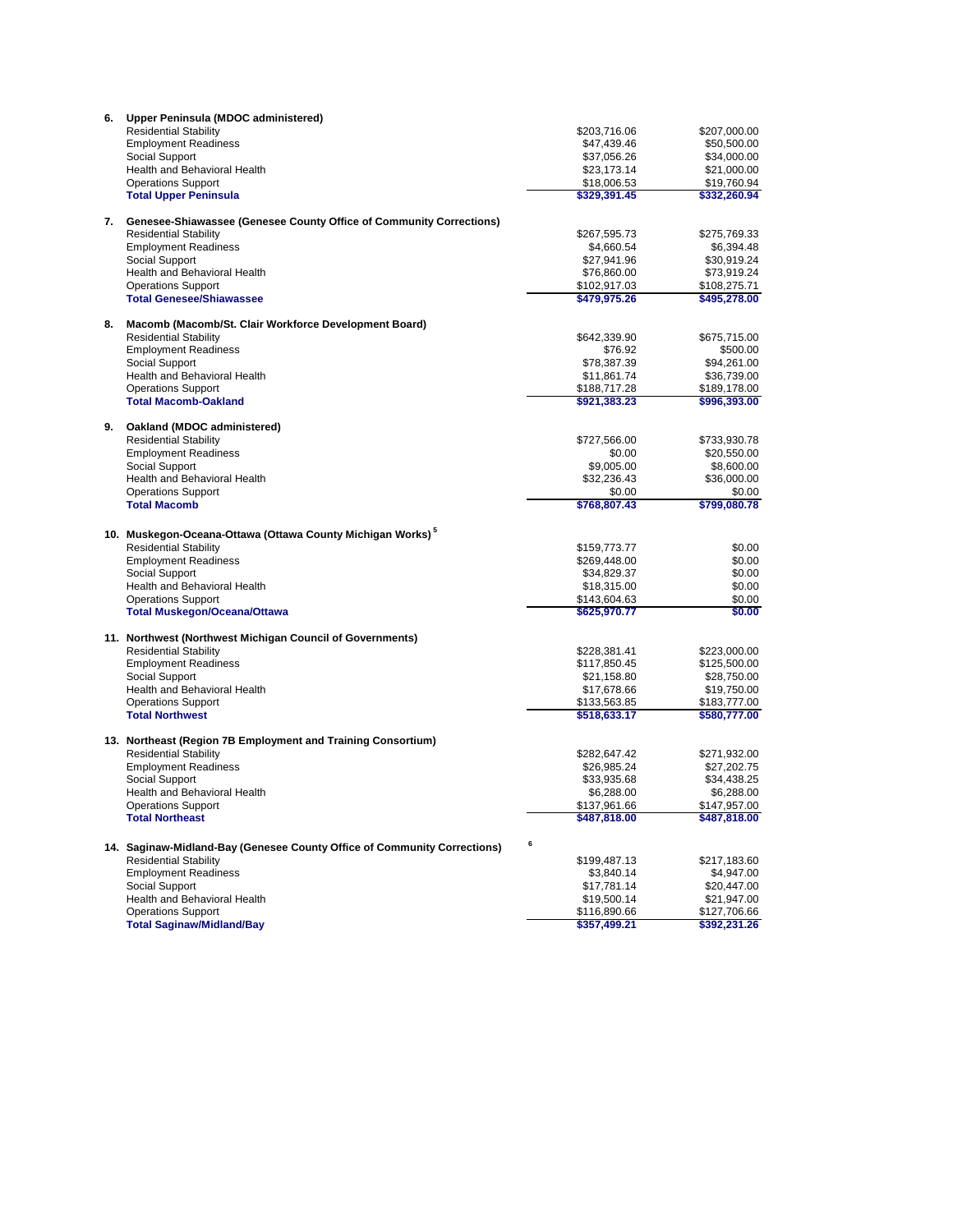| | | | |
|---|---|---|---|
| **6.** | **Upper Peninsula (MDOC administered)** | | |
| | Residential Stability | $203,716.06 | $207,000.00 |
| | Employment Readiness | $47,439.46 | $50,500.00 |
| | Social Support | $37,056.26 | $34,000.00 |
| | Health and Behavioral Health | $23,173.14 | $21,000.00 |
| | Operations Support | $18,006.53 | $19,760.94 |
| | **Total Upper Peninsula** | **$329,391.45** | **$332,260.94** |
| **7.** | **Genesee-Shiawassee (Genesee County Office of Community Corrections)** | | |
| | Residential Stability | $267,595.73 | $275,769.33 |
| | Employment Readiness | $4,660.54 | $6,394.48 |
| | Social Support | $27,941.96 | $30,919.24 |
| | Health and Behavioral Health | $76,860.00 | $73,919.24 |
| | Operations Support | $102,917.03 | $108,275.71 |
| | **Total Genesee/Shiawassee** | **$479,975.26** | **$495,278.00** |
| **8.** | **Macomb (Macomb/St. Clair Workforce Development Board)** | | |
| | Residential Stability | $642,339.90 | $675,715.00 |
| | Employment Readiness | $76.92 | $500.00 |
| | Social Support | $78,387.39 | $94,261.00 |
| | Health and Behavioral Health | $11,861.74 | $36,739.00 |
| | Operations Support | $188,717.28 | $189,178.00 |
| | **Total Macomb-Oakland** | **$921,383.23** | **$996,393.00** |
| **9.** | **Oakland (MDOC administered)** | | |
| | Residential Stability | $727,566.00 | $733,930.78 |
| | Employment Readiness | $0.00 | $20,550.00 |
| | Social Support | $9,005.00 | $8,600.00 |
| | Health and Behavioral Health | $32,236.43 | $36,000.00 |
| | Operations Support | $0.00 | $0.00 |
| | **Total Macomb** | **$768,807.43** | **$799,080.78** |
| **10.** | **Muskegon-Oceana-Ottawa (Ottawa County Michigan Works)** [5] | | |
| | Residential Stability | $159,773.77 | $0.00 |
| | Employment Readiness | $269,448.00 | $0.00 |
| | Social Support | $34,829.37 | $0.00 |
| | Health and Behavioral Health | $18,315.00 | $0.00 |
| | Operations Support | $143,604.63 | $0.00 |
| | **Total Muskegon/Oceana/Ottawa** | **$625,970.77** | **$0.00** |
| **11.** | **Northwest (Northwest Michigan Council of Governments)** | | |
| | Residential Stability | $228,381.41 | $223,000.00 |
| | Employment Readiness | $117,850.45 | $125,500.00 |
| | Social Support | $21,158.80 | $28,750.00 |
| | Health and Behavioral Health | $17,678.66 | $19,750.00 |
| | Operations Support | $133,563.85 | $183,777.00 |
| | **Total Northwest** | **$518,633.17** | **$580,777.00** |
| **13.** | **Northeast (Region 7B Employment and Training Consortium)** | | |
| | Residential Stability | $282,647.42 | $271,932.00 |
| | Employment Readiness | $26,985.24 | $27,202.75 |
| | Social Support | $33,935.68 | $34,438.25 |
| | Health and Behavioral Health | $6,288.00 | $6,288.00 |
| | Operations Support | $137,961.66 | $147,957.00 |
| | **Total Northeast** | **$487,818.00** | **$487,818.00** |
| **14.** | **Saginaw-Midland-Bay (Genesee County Office of Community Corrections)** [6] | | |
| | Residential Stability | $199,487.13 | $217,183.60 |
| | Employment Readiness | $3,840.14 | $4,947.00 |
| | Social Support | $17,781.14 | $20,447.00 |
| | Health and Behavioral Health | $19,500.14 | $21,947.00 |
| | Operations Support | $116,890.66 | $127,706.66 |
| | **Total Saginaw/Midland/Bay** | **$357,499.21** | **$392,231.26** |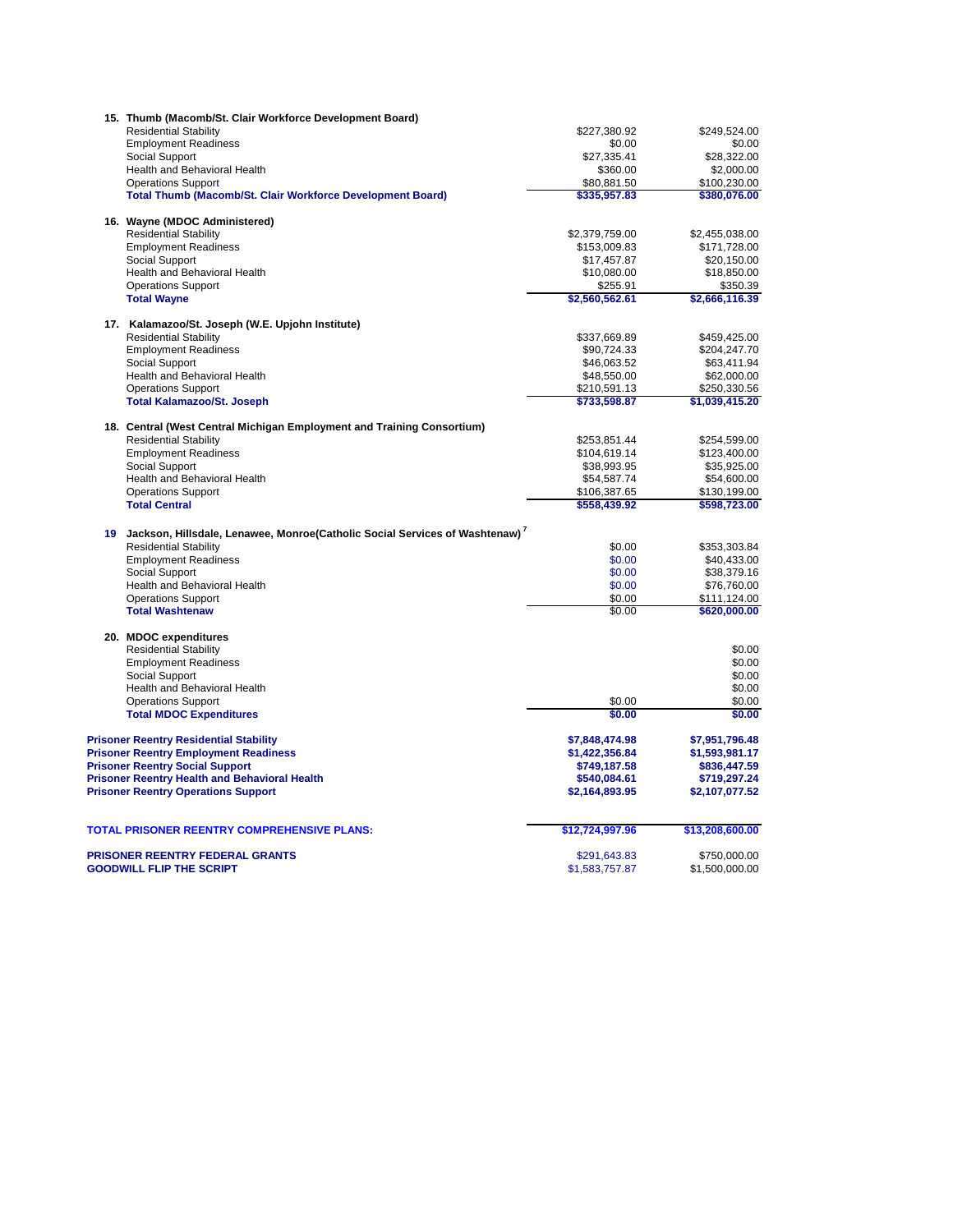| | | |
|---|---|---|
| **15. Thumb (Macomb/St. Clair Workforce Development Board)** | | |
| Residential Stability | $227,380.92 | $249,524.00 |
| Employment Readiness | $0.00 | $0.00 |
| Social Support | $27,335.41 | $28,322.00 |
| Health and Behavioral Health | $360.00 | $2,000.00 |
| Operations Support | $80,881.50 | $100,230.00 |
| **Total Thumb (Macomb/St. Clair Workforce Development Board)** | **$335,957.83** | **$380,076.00** |
| | | |
| **16. Wayne (MDOC Administered)** | | |
| Residential Stability | $2,379,759.00 | $2,455,038.00 |
| Employment Readiness | $153,009.83 | $171,728.00 |
| Social Support | $17,457.87 | $20,150.00 |
| Health and Behavioral Health | $10,080.00 | $18,850.00 |
| Operations Support | $255.91 | $350.39 |
| **Total Wayne** | **$2,560,562.61** | **$2,666,116.39** |
| | | |
| **17. Kalamazoo/St. Joseph (W.E. Upjohn Institute)** | | |
| Residential Stability | $337,669.89 | $459,425.00 |
| Employment Readiness | $90,724.33 | $204,247.70 |
| Social Support | $46,063.52 | $63,411.94 |
| Health and Behavioral Health | $48,550.00 | $62,000.00 |
| Operations Support | $210,591.13 | $250,330.56 |
| **Total Kalamazoo/St. Joseph** | **$733,598.87** | **$1,039,415.20** |
| | | |
| **18. Central (West Central Michigan Employment and Training Consortium)** | | |
| Residential Stability | $253,851.44 | $254,599.00 |
| Employment Readiness | $104,619.14 | $123,400.00 |
| Social Support | $38,993.95 | $35,925.00 |
| Health and Behavioral Health | $54,587.74 | $54,600.00 |
| Operations Support | $106,387.65 | $130,199.00 |
| **Total Central** | **$558,439.92** | **$598,723.00** |
| | | |
| **19 Jackson, Hillsdale, Lenawee, Monroe(Catholic Social Services of Washtenaw)** [7] | | |
| Residential Stability | $0.00 | $353,303.84 |
| Employment Readiness | $0.00 | $40,433.00 |
| Social Support | $0.00 | $38,379.16 |
| Health and Behavioral Health | $0.00 | $76,760.00 |
| Operations Support | $0.00 | $111,124.00 |
| **Total Washtenaw** | $0.00 | **$620,000.00** |
| | | |
| **20. MDOC expenditures** | | |
| Residential Stability | | $0.00 |
| Employment Readiness | | $0.00 |
| Social Support | | $0.00 |
| Health and Behavioral Health | | $0.00 |
| Operations Support | $0.00 | $0.00 |
| **Total MDOC Expenditures** | **$0.00** | **$0.00** |
| | | |
| **Prisoner Reentry Residential Stability** | **$7,848,474.98** | **$7,951,796.48** |
| **Prisoner Reentry Employment Readiness** | **$1,422,356.84** | **$1,593,981.17** |
| **Prisoner Reentry Social Support** | **$749,187.58** | **$836,447.59** |
| **Prisoner Reentry Health and Behavioral Health** | **$540,084.61** | **$719,297.24** |
| **Prisoner Reentry Operations Support** | **$2,164,893.95** | **$2,107,077.52** |
| | | |
| **TOTAL PRISONER REENTRY COMPREHENSIVE PLANS:** | **$12,724,997.96** | **$13,208,600.00** |
| | | |
| **PRISONER REENTRY FEDERAL GRANTS** | $291,643.83 | $750,000.00 |
| **GOODWILL FLIP THE SCRIPT** | $1,583,757.87 | $1,500,000.00 |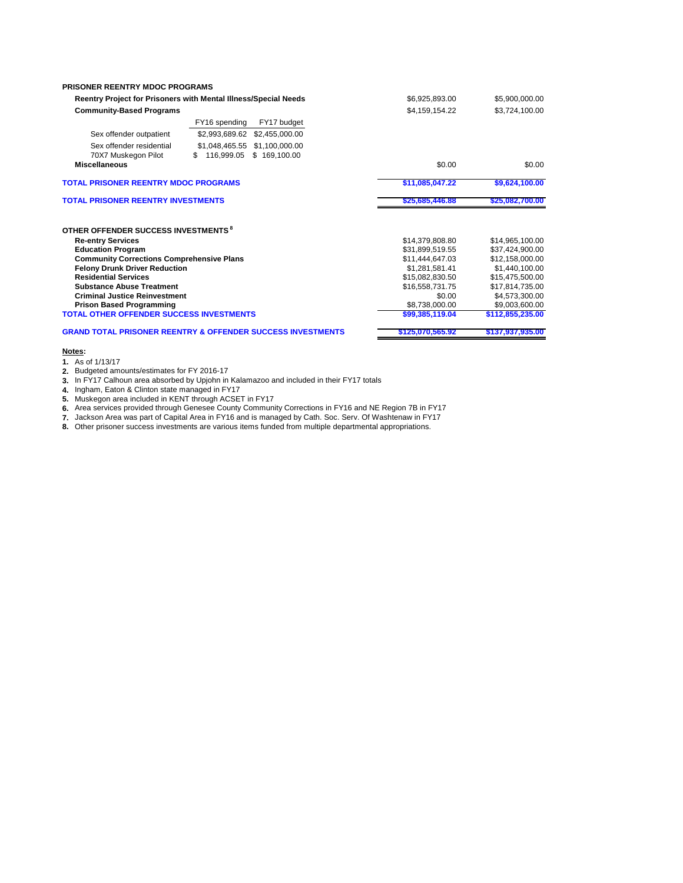| | | | | |
|---|---|---|---|---|
| **PRISONER REENTRY MDOC PROGRAMS** | | | | |
| **Reentry Project for Prisoners with Mental Illness/Special Needs** | | | $6,925,893.00 | $5,900,000.00 |
| **Community-Based Programs** | | | $4,159,154.22 | $3,724,100.00 |
| | FY16 spending | FY17 budget | | |
| Sex offender outpatient | $2,993,689.62 | $2,455,000.00 | | |
| Sex offender residential | $1,048,465.55 | $1,100,000.00 | | |
| 70X7 Muskegon Pilot | $ 116,999.05 | $ 169,100.00 | | |
| **Miscellaneous** | | | $0.00 | $0.00 |
| **TOTAL PRISONER REENTRY MDOC PROGRAMS** | | | **$11,085,047.22** | **$9,624,100.00** |
| **TOTAL PRISONER REENTRY INVESTMENTS** | | | **$25,685,446.88** | **$25,082,700.00** |
| **OTHER OFFENDER SUCCESS INVESTMENTS**[8] | | | | |
| **Re-entry Services** | | | $14,379,808.80 | $14,965,100.00 |
| **Education Program** | | | $31,899,519.55 | $37,424,900.00 |
| **Community Corrections Comprehensive Plans** | | | $11,444,647.03 | $12,158,000.00 |
| **Felony Drunk Driver Reduction** | | | $1,281,581.41 | $1,440,100.00 |
| **Residential Services** | | | $15,082,830.50 | $15,475,500.00 |
| **Substance Abuse Treatment** | | | $16,558,731.75 | $17,814,735.00 |
| **Criminal Justice Reinvestment** | | | $0.00 | $4,573,300.00 |
| **Prison Based Programming** | | | $8,738,000.00 | $9,003,600.00 |
| **TOTAL OTHER OFFENDER SUCCESS INVESTMENTS** | | | **$99,385,119.04** | **$112,855,235.00** |
| **GRAND TOTAL PRISONER REENTRY & OFFENDER SUCCESS INVESTMENTS** | | | **$125,070,565.92** | **$137,937,935.00** |

**Notes:**

1. As of 1/13/17
2. Budgeted amounts/estimates for FY 2016-17
3. In FY17 Calhoun area absorbed by Upjohn in Kalamazoo and included in their FY17 totals
4. Ingham, Eaton & Clinton state managed in FY17
5. Muskegon area included in KENT through ACSET in FY17
6. Area services provided through Genesee County Community Corrections in FY16 and NE Region 7B in FY17
7. Jackson Area was part of Capital Area in FY16 and is managed by Cath. Soc. Serv. Of Washtenaw in FY17
8. Other prisoner success investments are various items funded from multiple departmental appropriations.